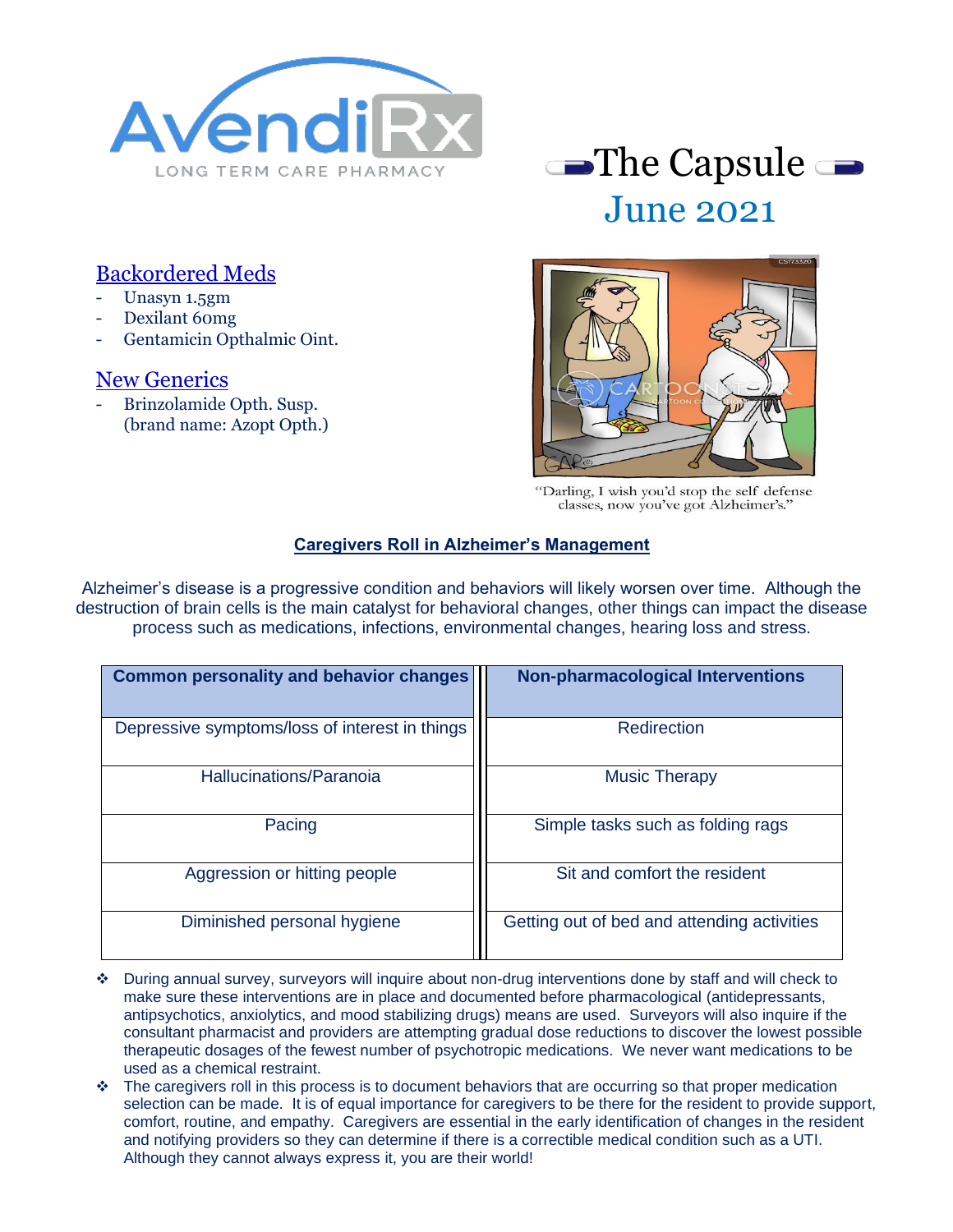AvendiRx

LONG TERM CARE PHARMACY

# The Capsule

## June 2021

### Backordered Meds

- Unasyn 1.5gm
- Dexilant 60mg
- Gentamicin Opthalmic Oint.

### New Generics

- Brinzolamide Opth. Susp. (brand name: Azopt Opth.)

"Darling, I wish you'd stop the self defense classes, now you've got Alzheimer's."

### Caregivers Roll in Alzheimer's Management

Alzheimer's disease is a progressive condition and behaviors will likely worsen over time. Although the destruction of brain cells is the main catalyst for behavioral changes, other things can impact the disease process such as medications, infections, environmental changes, hearing loss and stress.

| Common personality and behavior changes | Non-pharmacological Interventions |
| --- | --- |
| Depressive symptoms/loss of interest in things | Redirection |
| Hallucinations/Paranoia | Music Therapy |
| Pacing | Simple tasks such as folding rags |
| Aggression or hitting people | Sit and comfort the resident |
| Diminished personal hygiene | Getting out of bed and attending activities |

- During annual survey, surveyors will inquire about non-drug interventions done by staff and will check to make sure these interventions are in place and documented before pharmacological (antidepressants, antipsychotics, anxiolytics, and mood stabilizing drugs) means are used. Surveyors will also inquire if the consultant pharmacist and providers are attempting gradual dose reductions to discover the lowest possible therapeutic dosages of the fewest number of psychotropic medications. We never want medications to be used as a chemical restraint.
- The caregivers roll in this process is to document behaviors that are occurring so that proper medication selection can be made. It is of equal importance for caregivers to be there for the resident to provide support, comfort, routine, and empathy. Caregivers are essential in the early identification of changes in the resident and notifying providers so they can determine if there is a correctible medical condition such as a UTI. Although they cannot always express it, you are their world!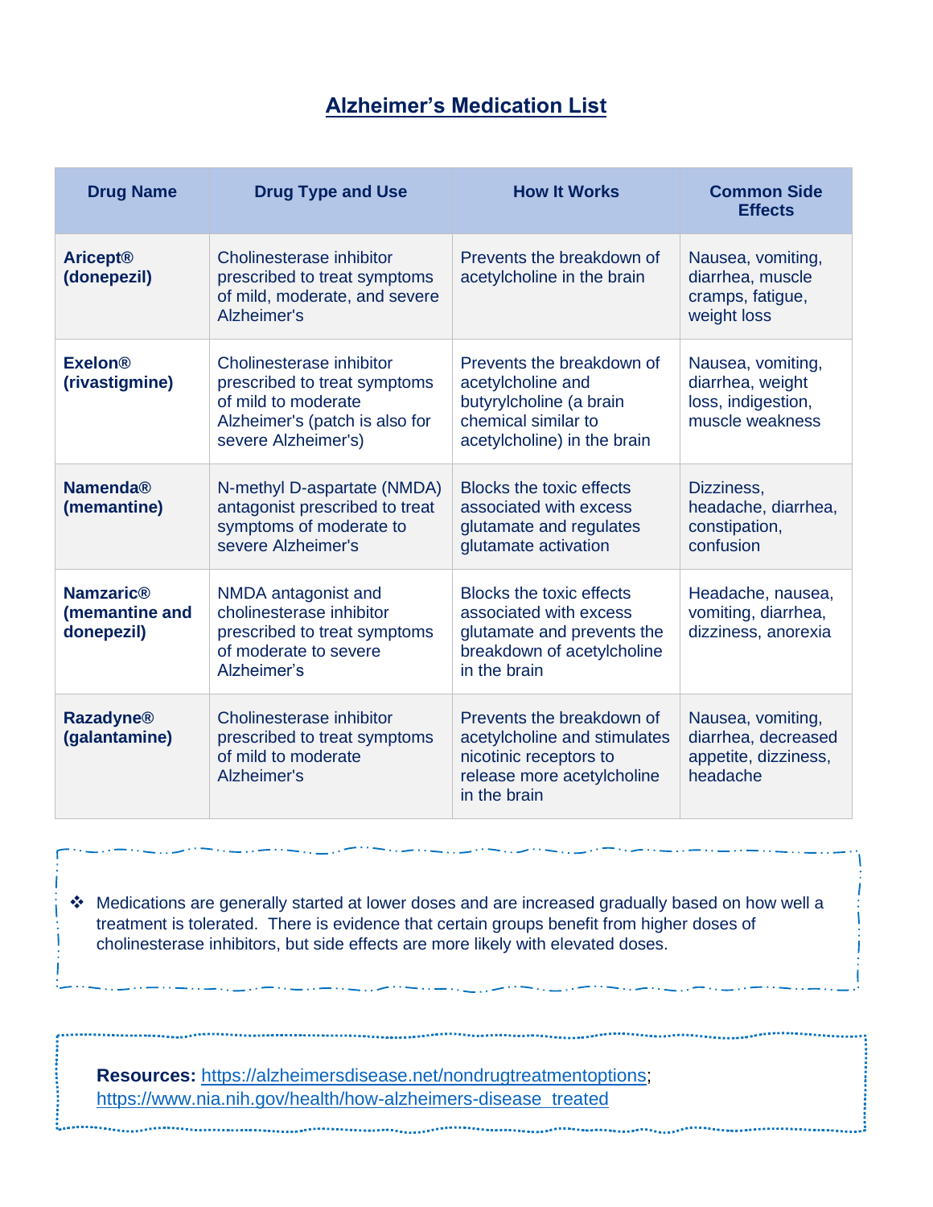# Alzheimer's Medication List

| Drug Name | Drug Type and Use | How It Works | Common Side Effects |
| --- | --- | --- | --- |
| **Aricept® (donepezil)** | Cholinesterase inhibitor prescribed to treat symptoms of mild, moderate, and severe Alzheimer's | Prevents the breakdown of acetylcholine in the brain | Nausea, vomiting, diarrhea, muscle cramps, fatigue, weight loss |
| **Exelon® (rivastigmine)** | Cholinesterase inhibitor prescribed to treat symptoms of mild to moderate Alzheimer's (patch is also for severe Alzheimer's) | Prevents the breakdown of acetylcholine and butyrylcholine (a brain chemical similar to acetylcholine) in the brain | Nausea, vomiting, diarrhea, weight loss, indigestion, muscle weakness |
| **Namenda® (memantine)** | N-methyl D-aspartate (NMDA) antagonist prescribed to treat symptoms of moderate to severe Alzheimer's | Blocks the toxic effects associated with excess glutamate and regulates glutamate activation | Dizziness, headache, diarrhea, constipation, confusion |
| **Namzaric® (memantine and donepezil)** | NMDA antagonist and cholinesterase inhibitor prescribed to treat symptoms of moderate to severe Alzheimer's | Blocks the toxic effects associated with excess glutamate and prevents the breakdown of acetylcholine in the brain | Headache, nausea, vomiting, diarrhea, dizziness, anorexia |
| **Razadyne® (galantamine)** | Cholinesterase inhibitor prescribed to treat symptoms of mild to moderate Alzheimer's | Prevents the breakdown of acetylcholine and stimulates nicotinic receptors to release more acetylcholine in the brain | Nausea, vomiting, diarrhea, decreased appetite, dizziness, headache |

- Medications are generally started at lower doses and are increased gradually based on how well a treatment is tolerated. There is evidence that certain groups benefit from higher doses of cholinesterase inhibitors, but side effects are more likely with elevated doses.

**Resources:** https://alzheimersdisease.net/nondrugtreatmentoptions; https://www.nia.nih.gov/health/how-alzheimers-disease_treated